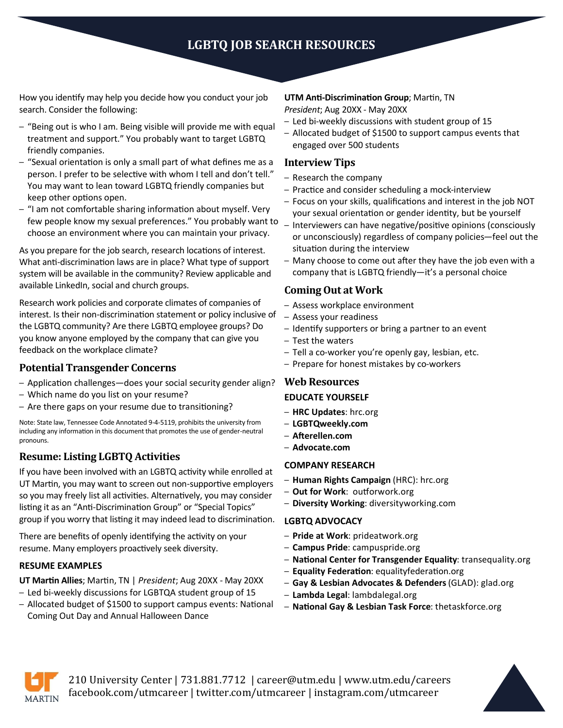# LGBTQ JOB SEARCH RESOURCES

How you identify may help you decide how you conduct your job search. Consider the following:

- "Being out is who I am. Being visible will provide me with equal treatment and support." You probably want to target LGBTQ friendly companies.
- "Sexual orientation is only a small part of what defines me as a person. I prefer to be selective with whom I tell and don't tell." You may want to lean toward LGBTQ friendly companies but keep other options open.
- "I am not comfortable sharing information about myself. Very few people know my sexual preferences." You probably want to choose an environment where you can maintain your privacy.

As you prepare for the job search, research locations of interest. What anti-discrimination laws are in place? What type of support system will be available in the community? Review applicable and available LinkedIn, social and church groups.

Research work policies and corporate climates of companies of interest. Is their non-discrimination statement or policy inclusive of the LGBTQ community? Are there LGBTQ employee groups? Do you know anyone employed by the company that can give you feedback on the workplace climate?

## Potential Transgender Concerns

- Application challenges—does your social security gender align?
- Which name do you list on your resume?
- Are there gaps on your resume due to transitioning?

Note: State law, Tennessee Code Annotated 9-4-5119, prohibits the university from including any information in this document that promotes the use of gender-neutral pronouns.

## Resume: Listing LGBTQ Activities

If you have been involved with an LGBTQ activity while enrolled at UT Martin, you may want to screen out non-supportive employers so you may freely list all activities. Alternatively, you may consider listing it as an "Anti-Discrimination Group" or "Special Topics" group if you worry that listing it may indeed lead to discrimination.

There are benefits of openly identifying the activity on your resume. Many employers proactively seek diversity.

### RESUME EXAMPLES

**UT Martin Allies**; Martin, TN | *President*; Aug 20XX - May 20XX

- Led bi-weekly discussions for LGBTQA student group of 15
- Allocated budget of $1500 to support campus events: National Coming Out Day and Annual Halloween Dance

**UTM Anti-Discrimination Group**; Martin, TN
*President*; Aug 20XX - May 20XX

- Led bi-weekly discussions with student group of 15
- Allocated budget of $1500 to support campus events that engaged over 500 students

## Interview Tips

- Research the company
- Practice and consider scheduling a mock-interview
- Focus on your skills, qualifications and interest in the job NOT your sexual orientation or gender identity, but be yourself
- Interviewers can have negative/positive opinions (consciously or unconsciously) regardless of company policies—feel out the situation during the interview
- Many choose to come out after they have the job even with a company that is LGBTQ friendly—it's a personal choice

## Coming Out at Work

- Assess workplace environment
- Assess your readiness
- Identify supporters or bring a partner to an event
- Test the waters
- Tell a co-worker you're openly gay, lesbian, etc.
- Prepare for honest mistakes by co-workers

## Web Resources

### EDUCATE YOURSELF

- **HRC Updates**: hrc.org
- **LGBTQweekly.com**
- **Afterellen.com**
- **Advocate.com**

### COMPANY RESEARCH

- **Human Rights Campaign** (HRC): hrc.org
- **Out for Work**: outforwork.org
- **Diversity Working**: diversityworking.com

### LGBTQ ADVOCACY

- **Pride at Work**: prideatwork.org
- **Campus Pride**: campuspride.org
- **National Center for Transgender Equality**: transequality.org
- **Equality Federation**: equalityfederation.org
- **Gay & Lesbian Advocates & Defenders** (GLAD): glad.org
- **Lambda Legal**: lambdalegal.org
- **National Gay & Lesbian Task Force**: thetaskforce.org

210 University Center | 731.881.7712 | career@utm.edu | www.utm.edu/careers
facebook.com/utmcareer | twitter.com/utmcareer | instagram.com/utmcareer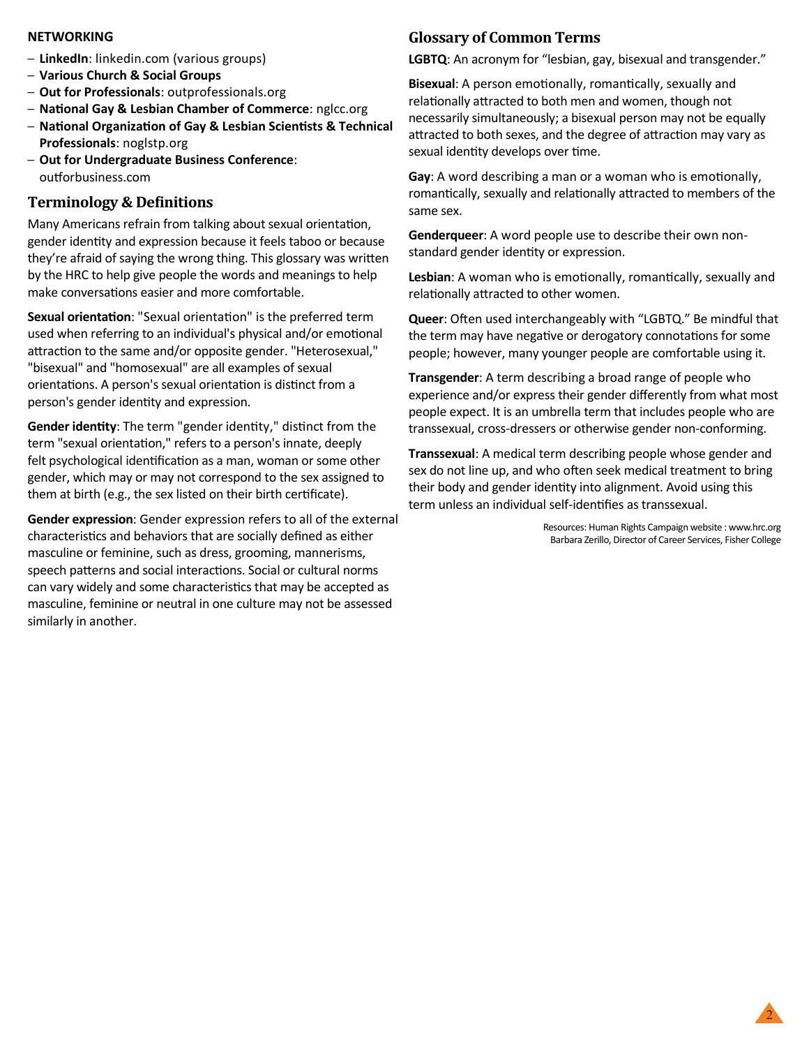**NETWORKING**

- **LinkedIn**: linkedin.com (various groups)
- **Various Church & Social Groups**
- **Out for Professionals**: outprofessionals.org
- **National Gay & Lesbian Chamber of Commerce**: nglcc.org
- **National Organization of Gay & Lesbian Scientists & Technical Professionals**: noglstp.org
- **Out for Undergraduate Business Conference**: outforbusiness.com

## Terminology & Definitions

Many Americans refrain from talking about sexual orientation, gender identity and expression because it feels taboo or because they're afraid of saying the wrong thing. This glossary was written by the HRC to help give people the words and meanings to help make conversations easier and more comfortable.

**Sexual orientation**: "Sexual orientation" is the preferred term used when referring to an individual's physical and/or emotional attraction to the same and/or opposite gender. "Heterosexual," "bisexual" and "homosexual" are all examples of sexual orientations. A person's sexual orientation is distinct from a person's gender identity and expression.

**Gender identity**: The term "gender identity," distinct from the term "sexual orientation," refers to a person's innate, deeply felt psychological identification as a man, woman or some other gender, which may or may not correspond to the sex assigned to them at birth (e.g., the sex listed on their birth certificate).

**Gender expression**: Gender expression refers to all of the external characteristics and behaviors that are socially defined as either masculine or feminine, such as dress, grooming, mannerisms, speech patterns and social interactions. Social or cultural norms can vary widely and some characteristics that may be accepted as masculine, feminine or neutral in one culture may not be assessed similarly in another.

## Glossary of Common Terms

**LGBTQ**: An acronym for "lesbian, gay, bisexual and transgender."

**Bisexual**: A person emotionally, romantically, sexually and relationally attracted to both men and women, though not necessarily simultaneously; a bisexual person may not be equally attracted to both sexes, and the degree of attraction may vary as sexual identity develops over time.

**Gay**: A word describing a man or a woman who is emotionally, romantically, sexually and relationally attracted to members of the same sex.

**Genderqueer**: A word people use to describe their own non-standard gender identity or expression.

**Lesbian**: A woman who is emotionally, romantically, sexually and relationally attracted to other women.

**Queer**: Often used interchangeably with "LGBTQ." Be mindful that the term may have negative or derogatory connotations for some people; however, many younger people are comfortable using it.

**Transgender**: A term describing a broad range of people who experience and/or express their gender differently from what most people expect. It is an umbrella term that includes people who are transsexual, cross-dressers or otherwise gender non-conforming.

**Transsexual**: A medical term describing people whose gender and sex do not line up, and who often seek medical treatment to bring their body and gender identity into alignment. Avoid using this term unless an individual self-identifies as transsexual.

Resources: Human Rights Campaign website : www.hrc.org
Barbara Zerillo, Director of Career Services, Fisher College